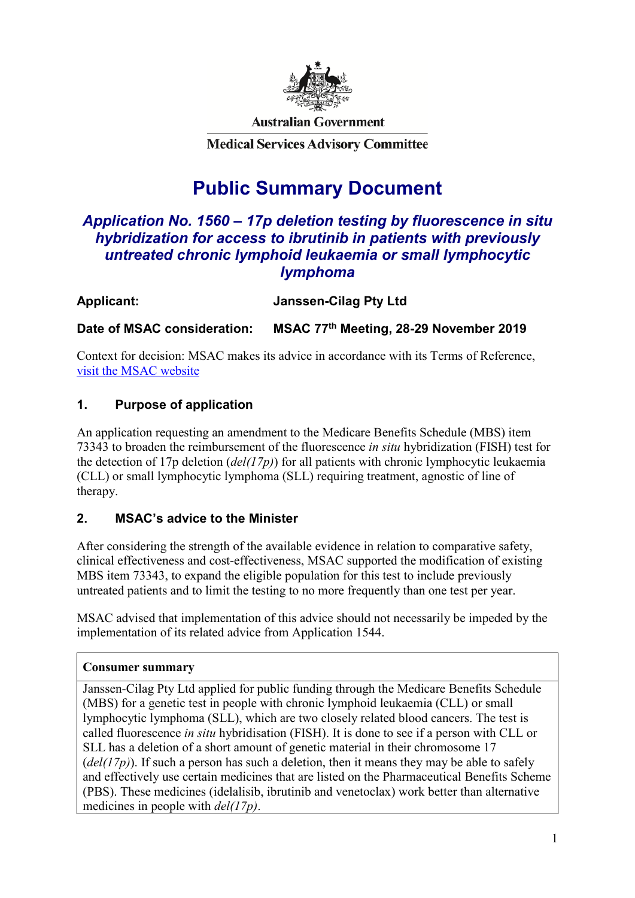Australian Government

Medical Services Advisory Committee

# Public Summary Document

## *Application No. 1560 – 17p deletion testing by fluorescence in situ hybridization for access to ibrutinib in patients with previously untreated chronic lymphoid leukaemia or small lymphocytic lymphoma*

**Applicant:** **Janssen-Cilag Pty Ltd**

**Date of MSAC consideration:** **MSAC 77th Meeting, 28-29 November 2019**

Context for decision: MSAC makes its advice in accordance with its Terms of Reference, [visit the MSAC website](visit the MSAC website)

### 1. Purpose of application

An application requesting an amendment to the Medicare Benefits Schedule (MBS) item 73343 to broaden the reimbursement of the fluorescence *in situ* hybridization (FISH) test for the detection of 17p deletion (*del(17p)*) for all patients with chronic lymphocytic leukaemia (CLL) or small lymphocytic lymphoma (SLL) requiring treatment, agnostic of line of therapy.

### 2. MSAC's advice to the Minister

After considering the strength of the available evidence in relation to comparative safety, clinical effectiveness and cost-effectiveness, MSAC supported the modification of existing MBS item 73343, to expand the eligible population for this test to include previously untreated patients and to limit the testing to no more frequently than one test per year.

MSAC advised that implementation of this advice should not necessarily be impeded by the implementation of its related advice from Application 1544.

| **Consumer summary** |
|---|
| Janssen-Cilag Pty Ltd applied for public funding through the Medicare Benefits Schedule (MBS) for a genetic test in people with chronic lymphoid leukaemia (CLL) or small lymphocytic lymphoma (SLL), which are two closely related blood cancers. The test is called fluorescence *in situ* hybridisation (FISH). It is done to see if a person with CLL or SLL has a deletion of a short amount of genetic material in their chromosome 17 (*del(17p)*). If such a person has such a deletion, then it means they may be able to safely and effectively use certain medicines that are listed on the Pharmaceutical Benefits Scheme (PBS). These medicines (idelalisib, ibrutinib and venetoclax) work better than alternative medicines in people with *del(17p)*. |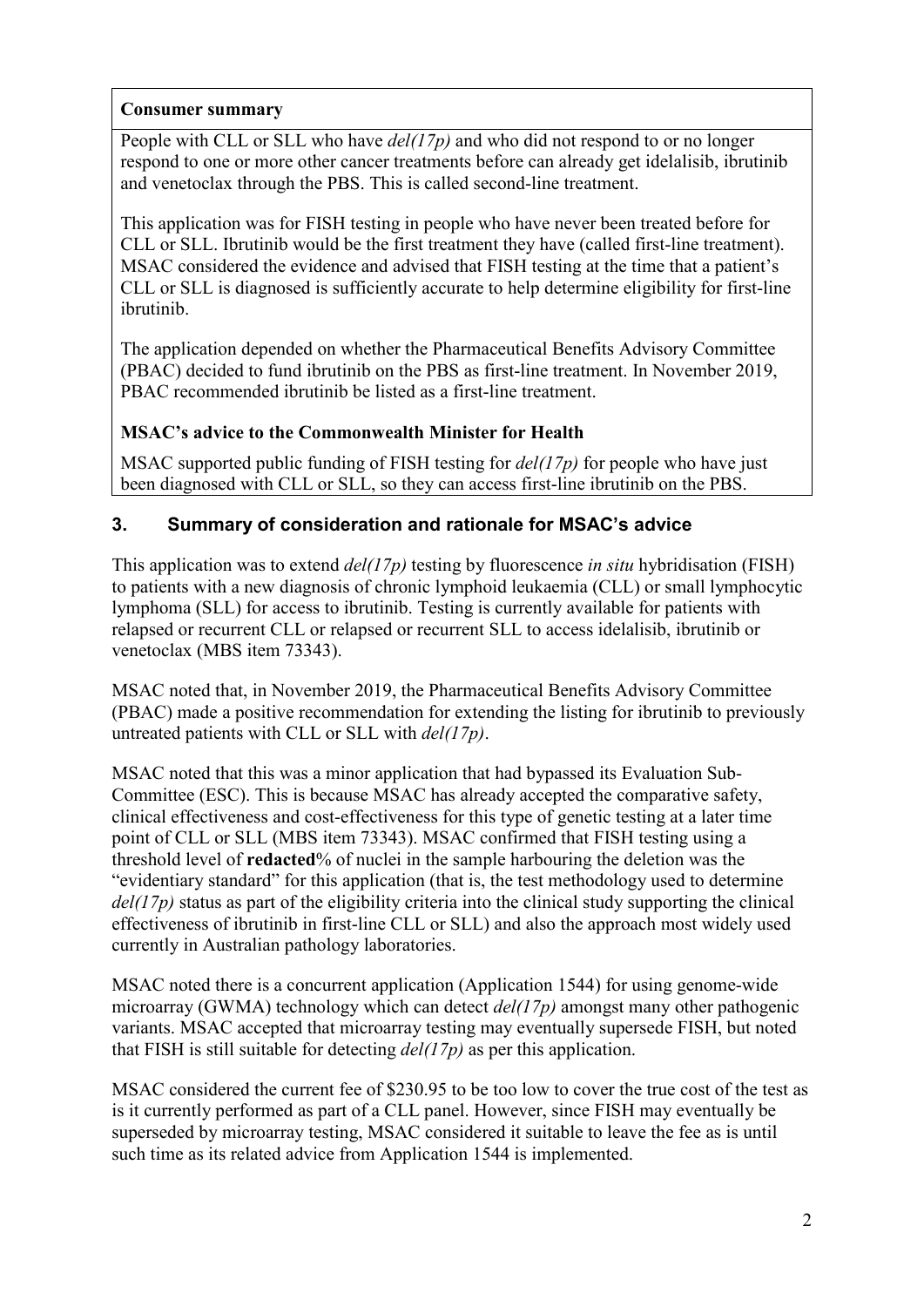**Consumer summary**

People with CLL or SLL who have *del(17p)* and who did not respond to or no longer respond to one or more other cancer treatments before can already get idelalisib, ibrutinib and venetoclax through the PBS. This is called second-line treatment.

This application was for FISH testing in people who have never been treated before for CLL or SLL. Ibrutinib would be the first treatment they have (called first-line treatment). MSAC considered the evidence and advised that FISH testing at the time that a patient's CLL or SLL is diagnosed is sufficiently accurate to help determine eligibility for first-line ibrutinib.

The application depended on whether the Pharmaceutical Benefits Advisory Committee (PBAC) decided to fund ibrutinib on the PBS as first-line treatment. In November 2019, PBAC recommended ibrutinib be listed as a first-line treatment.

**MSAC's advice to the Commonwealth Minister for Health**

MSAC supported public funding of FISH testing for *del(17p)* for people who have just been diagnosed with CLL or SLL, so they can access first-line ibrutinib on the PBS.

## 3. Summary of consideration and rationale for MSAC's advice

This application was to extend *del(17p)* testing by fluorescence *in situ* hybridisation (FISH) to patients with a new diagnosis of chronic lymphoid leukaemia (CLL) or small lymphocytic lymphoma (SLL) for access to ibrutinib. Testing is currently available for patients with relapsed or recurrent CLL or relapsed or recurrent SLL to access idelalisib, ibrutinib or venetoclax (MBS item 73343).

MSAC noted that, in November 2019, the Pharmaceutical Benefits Advisory Committee (PBAC) made a positive recommendation for extending the listing for ibrutinib to previously untreated patients with CLL or SLL with *del(17p)*.

MSAC noted that this was a minor application that had bypassed its Evaluation Sub-Committee (ESC). This is because MSAC has already accepted the comparative safety, clinical effectiveness and cost-effectiveness for this type of genetic testing at a later time point of CLL or SLL (MBS item 73343). MSAC confirmed that FISH testing using a threshold level of **redacted**% of nuclei in the sample harbouring the deletion was the "evidentiary standard" for this application (that is, the test methodology used to determine *del(17p)* status as part of the eligibility criteria into the clinical study supporting the clinical effectiveness of ibrutinib in first-line CLL or SLL) and also the approach most widely used currently in Australian pathology laboratories.

MSAC noted there is a concurrent application (Application 1544) for using genome-wide microarray (GWMA) technology which can detect *del(17p)* amongst many other pathogenic variants. MSAC accepted that microarray testing may eventually supersede FISH, but noted that FISH is still suitable for detecting *del(17p)* as per this application.

MSAC considered the current fee of $230.95 to be too low to cover the true cost of the test as is it currently performed as part of a CLL panel. However, since FISH may eventually be superseded by microarray testing, MSAC considered it suitable to leave the fee as is until such time as its related advice from Application 1544 is implemented.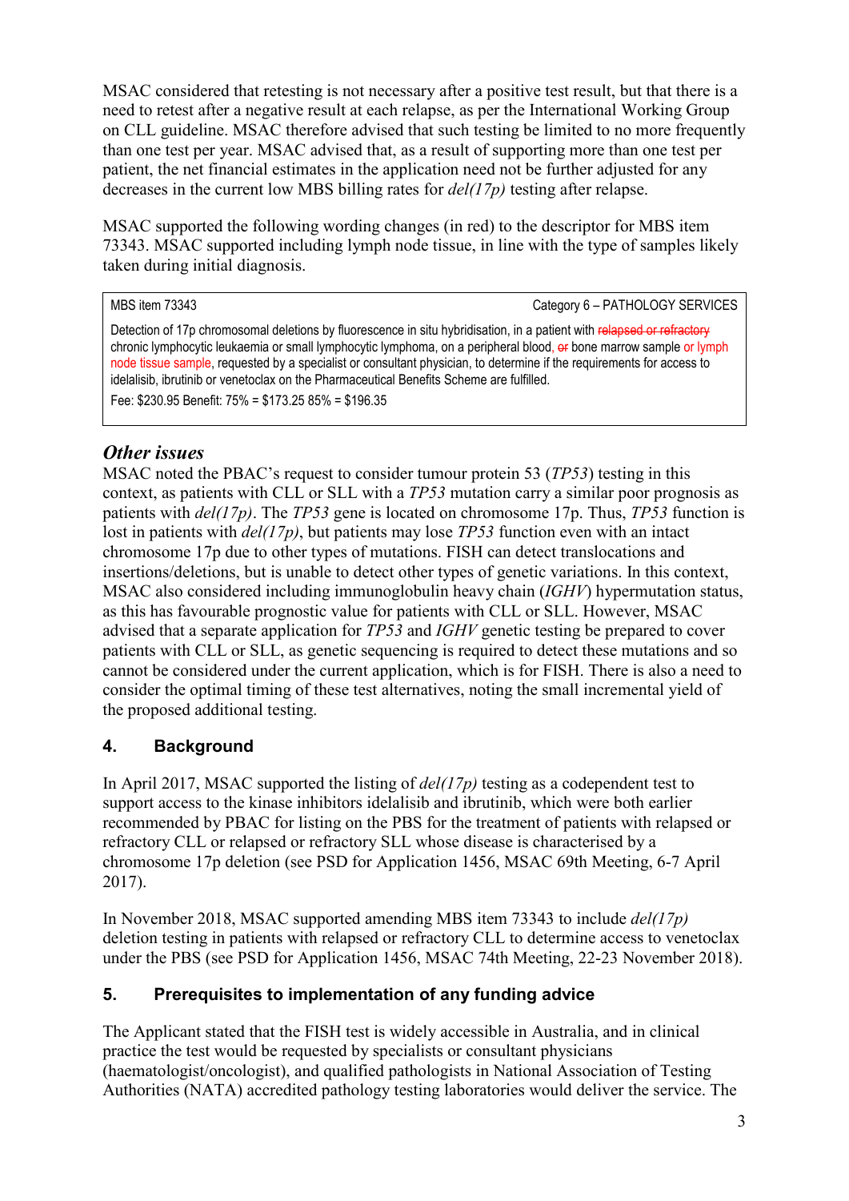MSAC considered that retesting is not necessary after a positive test result, but that there is a need to retest after a negative result at each relapse, as per the International Working Group on CLL guideline. MSAC therefore advised that such testing be limited to no more frequently than one test per year. MSAC advised that, as a result of supporting more than one test per patient, the net financial estimates in the application need not be further adjusted for any decreases in the current low MBS billing rates for *del(17p)* testing after relapse.

MSAC supported the following wording changes (in red) to the descriptor for MBS item 73343. MSAC supported including lymph node tissue, in line with the type of samples likely taken during initial diagnosis.

| MBS item 73343 | Category 6 – PATHOLOGY SERVICES |
| --- | --- |
| Detection of 17p chromosomal deletions by fluorescence in situ hybridisation, in a patient with ~~relapsed or refractory~~ chronic lymphocytic leukaemia or small lymphocytic lymphoma, on a peripheral blood, ~~or~~ bone marrow sample or lymph node tissue sample, requested by a specialist or consultant physician, to determine if the requirements for access to idelalisib, ibrutinib or venetoclax on the Pharmaceutical Benefits Scheme are fulfilled. | |
| Fee: \$230.95 Benefit: 75% = \$173.25 85% = \$196.35 | |

## Other issues

MSAC noted the PBAC's request to consider tumour protein 53 (*TP53*) testing in this context, as patients with CLL or SLL with a *TP53* mutation carry a similar poor prognosis as patients with *del(17p)*. The *TP53* gene is located on chromosome 17p. Thus, *TP53* function is lost in patients with *del(17p)*, but patients may lose *TP53* function even with an intact chromosome 17p due to other types of mutations. FISH can detect translocations and insertions/deletions, but is unable to detect other types of genetic variations. In this context, MSAC also considered including immunoglobulin heavy chain (*IGHV*) hypermutation status, as this has favourable prognostic value for patients with CLL or SLL. However, MSAC advised that a separate application for *TP53* and *IGHV* genetic testing be prepared to cover patients with CLL or SLL, as genetic sequencing is required to detect these mutations and so cannot be considered under the current application, which is for FISH. There is also a need to consider the optimal timing of these test alternatives, noting the small incremental yield of the proposed additional testing.

## 4. Background

In April 2017, MSAC supported the listing of *del(17p)* testing as a codependent test to support access to the kinase inhibitors idelalisib and ibrutinib, which were both earlier recommended by PBAC for listing on the PBS for the treatment of patients with relapsed or refractory CLL or relapsed or refractory SLL whose disease is characterised by a chromosome 17p deletion (see PSD for Application 1456, MSAC 69th Meeting, 6-7 April 2017).

In November 2018, MSAC supported amending MBS item 73343 to include *del(17p)* deletion testing in patients with relapsed or refractory CLL to determine access to venetoclax under the PBS (see PSD for Application 1456, MSAC 74th Meeting, 22-23 November 2018).

## 5. Prerequisites to implementation of any funding advice

The Applicant stated that the FISH test is widely accessible in Australia, and in clinical practice the test would be requested by specialists or consultant physicians (haematologist/oncologist), and qualified pathologists in National Association of Testing Authorities (NATA) accredited pathology testing laboratories would deliver the service. The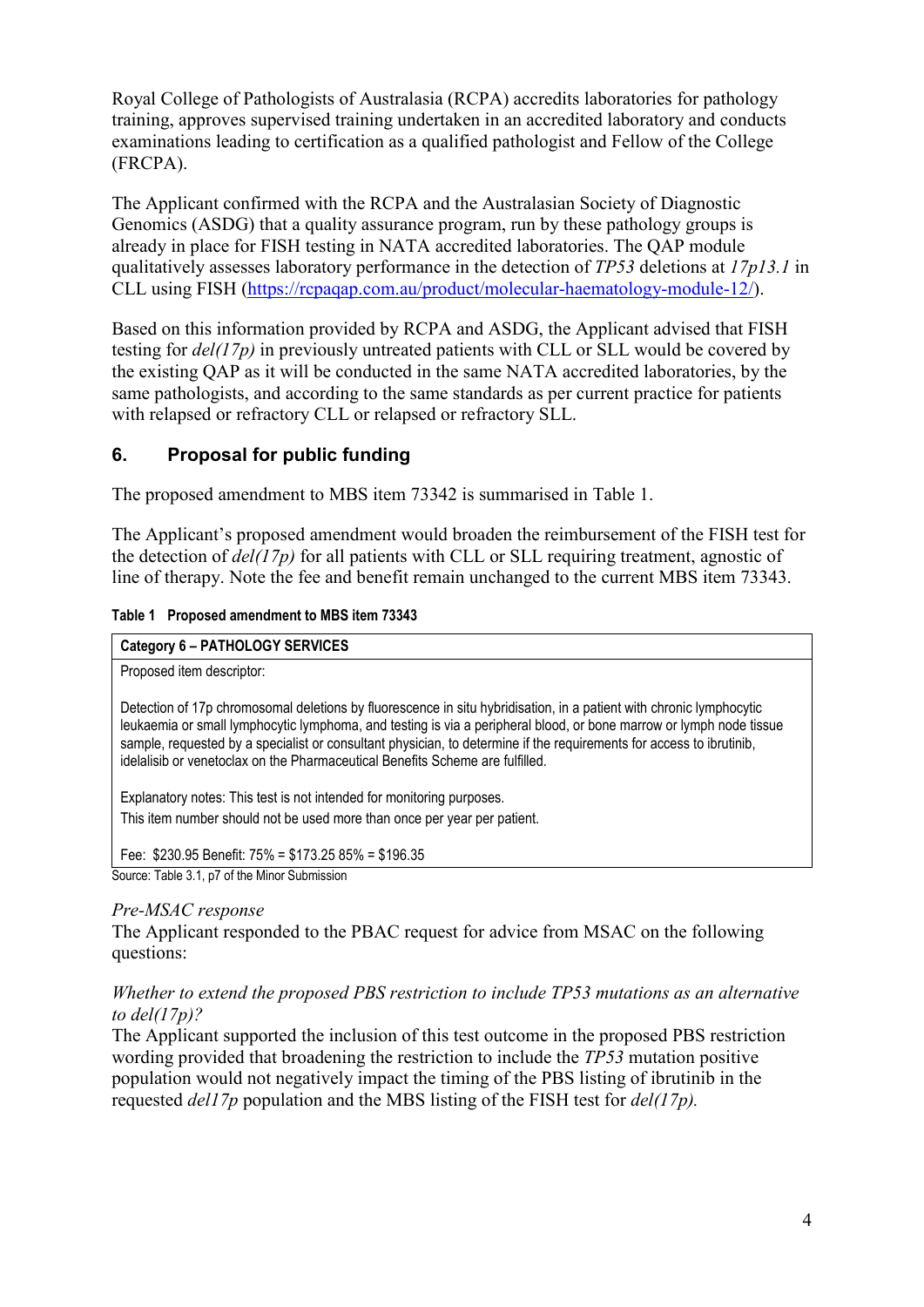Royal College of Pathologists of Australasia (RCPA) accredits laboratories for pathology training, approves supervised training undertaken in an accredited laboratory and conducts examinations leading to certification as a qualified pathologist and Fellow of the College (FRCPA).

The Applicant confirmed with the RCPA and the Australasian Society of Diagnostic Genomics (ASDG) that a quality assurance program, run by these pathology groups is already in place for FISH testing in NATA accredited laboratories. The QAP module qualitatively assesses laboratory performance in the detection of *TP53* deletions at *17p13.1* in CLL using FISH (https://rcpaqap.com.au/product/molecular-haematology-module-12/).

Based on this information provided by RCPA and ASDG, the Applicant advised that FISH testing for *del(17p)* in previously untreated patients with CLL or SLL would be covered by the existing QAP as it will be conducted in the same NATA accredited laboratories, by the same pathologists, and according to the same standards as per current practice for patients with relapsed or refractory CLL or relapsed or refractory SLL.

## 6. Proposal for public funding

The proposed amendment to MBS item 73342 is summarised in Table 1.

The Applicant's proposed amendment would broaden the reimbursement of the FISH test for the detection of *del(17p)* for all patients with CLL or SLL requiring treatment, agnostic of line of therapy. Note the fee and benefit remain unchanged to the current MBS item 73343.

**Table 1 Proposed amendment to MBS item 73343**

| **Category 6 – PATHOLOGY SERVICES** |
| --- |
| Proposed item descriptor:<br><br>Detection of 17p chromosomal deletions by fluorescence in situ hybridisation, in a patient with chronic lymphocytic leukaemia or small lymphocytic lymphoma, and testing is via a peripheral blood, or bone marrow or lymph node tissue sample, requested by a specialist or consultant physician, to determine if the requirements for access to ibrutinib, idelalisib or venetoclax on the Pharmaceutical Benefits Scheme are fulfilled.<br><br>Explanatory notes: This test is not intended for monitoring purposes.<br>This item number should not be used more than once per year per patient.<br><br>Fee: $230.95 Benefit: 75% = $173.25 85% = $196.35 |

Source: Table 3.1, p7 of the Minor Submission

*Pre-MSAC response*

The Applicant responded to the PBAC request for advice from MSAC on the following questions:

*Whether to extend the proposed PBS restriction to include TP53 mutations as an alternative to del(17p)?*

The Applicant supported the inclusion of this test outcome in the proposed PBS restriction wording provided that broadening the restriction to include the *TP53* mutation positive population would not negatively impact the timing of the PBS listing of ibrutinib in the requested *del17p* population and the MBS listing of the FISH test for *del(17p).*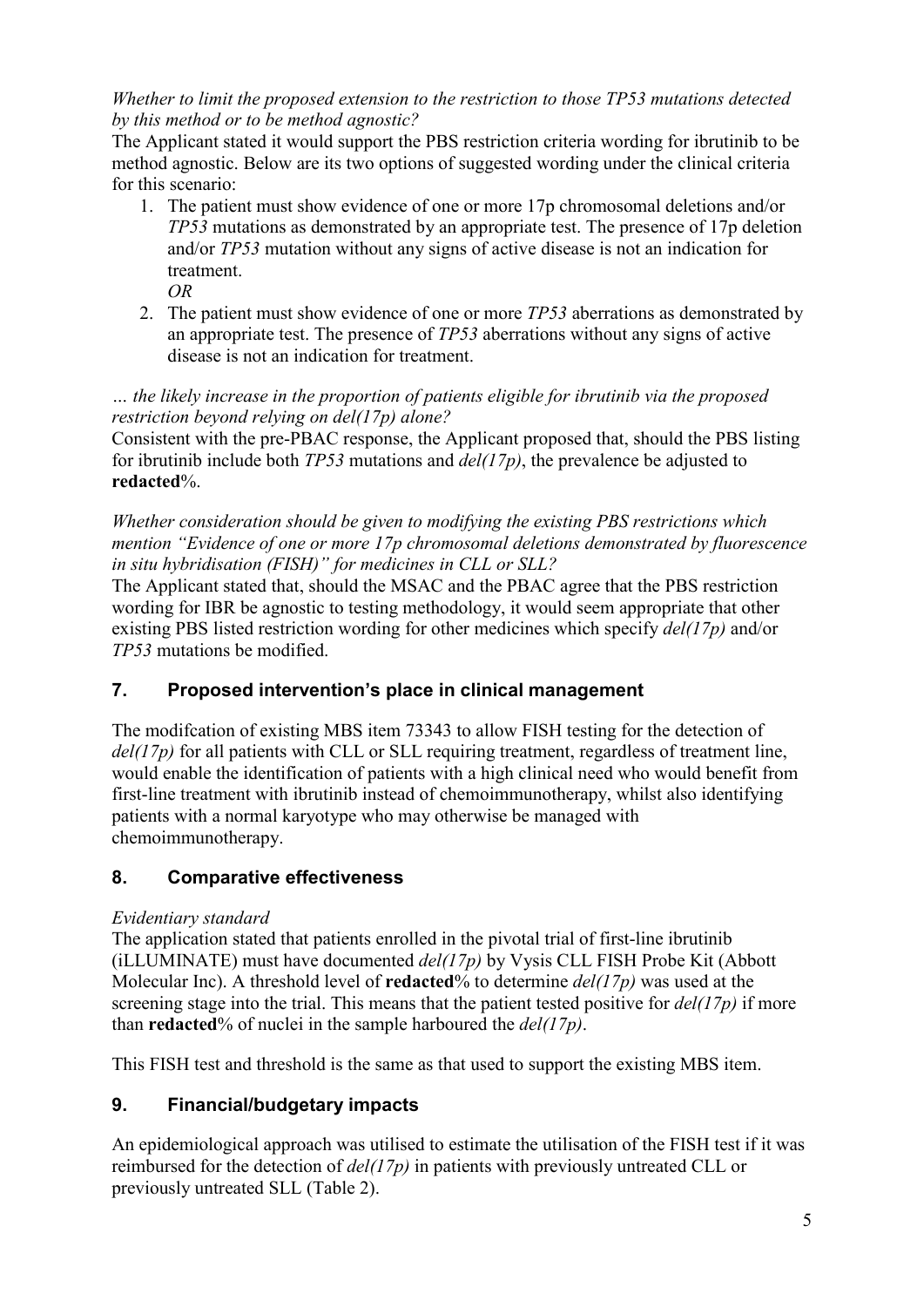*Whether to limit the proposed extension to the restriction to those TP53 mutations detected by this method or to be method agnostic?*

The Applicant stated it would support the PBS restriction criteria wording for ibrutinib to be method agnostic. Below are its two options of suggested wording under the clinical criteria for this scenario:

1. The patient must show evidence of one or more 17p chromosomal deletions and/or *TP53* mutations as demonstrated by an appropriate test. The presence of 17p deletion and/or *TP53* mutation without any signs of active disease is not an indication for treatment.
   *OR*
2. The patient must show evidence of one or more *TP53* aberrations as demonstrated by an appropriate test. The presence of *TP53* aberrations without any signs of active disease is not an indication for treatment.

*… the likely increase in the proportion of patients eligible for ibrutinib via the proposed restriction beyond relying on del(17p) alone?*

Consistent with the pre-PBAC response, the Applicant proposed that, should the PBS listing for ibrutinib include both *TP53* mutations and *del(17p)*, the prevalence be adjusted to **redacted**%.

*Whether consideration should be given to modifying the existing PBS restrictions which mention "Evidence of one or more 17p chromosomal deletions demonstrated by fluorescence in situ hybridisation (FISH)" for medicines in CLL or SLL?*

The Applicant stated that, should the MSAC and the PBAC agree that the PBS restriction wording for IBR be agnostic to testing methodology, it would seem appropriate that other existing PBS listed restriction wording for other medicines which specify *del(17p)* and/or *TP53* mutations be modified.

## 7. Proposed intervention's place in clinical management

The modifcation of existing MBS item 73343 to allow FISH testing for the detection of *del(17p)* for all patients with CLL or SLL requiring treatment, regardless of treatment line, would enable the identification of patients with a high clinical need who would benefit from first-line treatment with ibrutinib instead of chemoimmunotherapy, whilst also identifying patients with a normal karyotype who may otherwise be managed with chemoimmunotherapy.

## 8. Comparative effectiveness

*Evidentiary standard*

The application stated that patients enrolled in the pivotal trial of first-line ibrutinib (iLLUMINATE) must have documented *del(17p)* by Vysis CLL FISH Probe Kit (Abbott Molecular Inc). A threshold level of **redacted**% to determine *del(17p)* was used at the screening stage into the trial. This means that the patient tested positive for *del(17p)* if more than **redacted**% of nuclei in the sample harboured the *del(17p)*.

This FISH test and threshold is the same as that used to support the existing MBS item.

## 9. Financial/budgetary impacts

An epidemiological approach was utilised to estimate the utilisation of the FISH test if it was reimbursed for the detection of *del(17p)* in patients with previously untreated CLL or previously untreated SLL (Table 2).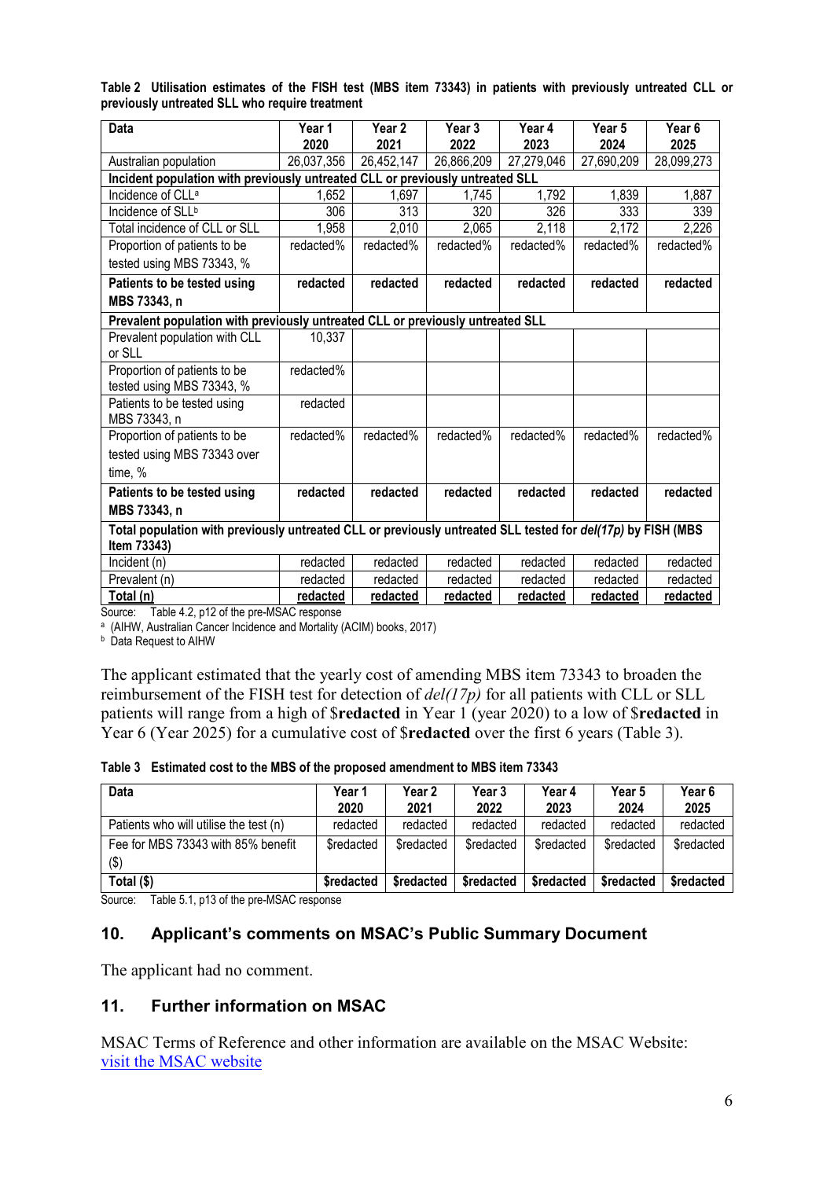**Table 2 Utilisation estimates of the FISH test (MBS item 73343) in patients with previously untreated CLL or previously untreated SLL who require treatment**

| Data | Year 1 2020 | Year 2 2021 | Year 3 2022 | Year 4 2023 | Year 5 2024 | Year 6 2025 |
|---|---|---|---|---|---|---|
| Australian population | 26,037,356 | 26,452,147 | 26,866,209 | 27,279,046 | 27,690,209 | 28,099,273 |
| **Incident population with previously untreated CLL or previously untreated SLL** | | | | | | |
| Incidence of CLL[a] | 1,652 | 1,697 | 1,745 | 1,792 | 1,839 | 1,887 |
| Incidence of SLL[b] | 306 | 313 | 320 | 326 | 333 | 339 |
| Total incidence of CLL or SLL | 1,958 | 2,010 | 2,065 | 2,118 | 2,172 | 2,226 |
| Proportion of patients to be tested using MBS 73343, % | redacted% | redacted% | redacted% | redacted% | redacted% | redacted% |
| **Patients to be tested using MBS 73343, n** | **redacted** | **redacted** | **redacted** | **redacted** | **redacted** | **redacted** |
| **Prevalent population with previously untreated CLL or previously untreated SLL** | | | | | | |
| Prevalent population with CLL or SLL | 10,337 | | | | | |
| Proportion of patients to be tested using MBS 73343, % | redacted% | | | | | |
| Patients to be tested using MBS 73343, n | redacted | | | | | |
| Proportion of patients to be tested using MBS 73343 over time, % | redacted% | redacted% | redacted% | redacted% | redacted% | redacted% |
| **Patients to be tested using MBS 73343, n** | **redacted** | **redacted** | **redacted** | **redacted** | **redacted** | **redacted** |
| **Total population with previously untreated CLL or previously untreated SLL tested for *del(17p)* by FISH (MBS Item 73343)** | | | | | | |
| Incident (n) | redacted | redacted | redacted | redacted | redacted | redacted |
| Prevalent (n) | redacted | redacted | redacted | redacted | redacted | redacted |
| **Total (n)** | **redacted** | **redacted** | **redacted** | **redacted** | **redacted** | **redacted** |

Source: Table 4.2, p12 of the pre-MSAC response

[a] (AIHW, Australian Cancer Incidence and Mortality (ACIM) books, 2017)

[b] Data Request to AIHW

The applicant estimated that the yearly cost of amending MBS item 73343 to broaden the reimbursement of the FISH test for detection of *del(17p)* for all patients with CLL or SLL patients will range from a high of $**redacted** in Year 1 (year 2020) to a low of $**redacted** in Year 6 (Year 2025) for a cumulative cost of $**redacted** over the first 6 years (Table 3).

**Table 3 Estimated cost to the MBS of the proposed amendment to MBS item 73343**

| Data | Year 1 2020 | Year 2 2021 | Year 3 2022 | Year 4 2023 | Year 5 2024 | Year 6 2025 |
|---|---|---|---|---|---|---|
| Patients who will utilise the test (n) | redacted | redacted | redacted | redacted | redacted | redacted |
| Fee for MBS 73343 with 85% benefit ($) | $redacted | $redacted | $redacted | $redacted | $redacted | $redacted |
| **Total ($)** | **$redacted** | **$redacted** | **$redacted** | **$redacted** | **$redacted** | **$redacted** |

Source: Table 5.1, p13 of the pre-MSAC response

## 10. Applicant's comments on MSAC's Public Summary Document

The applicant had no comment.

## 11. Further information on MSAC

MSAC Terms of Reference and other information are available on the MSAC Website: [visit the MSAC website]